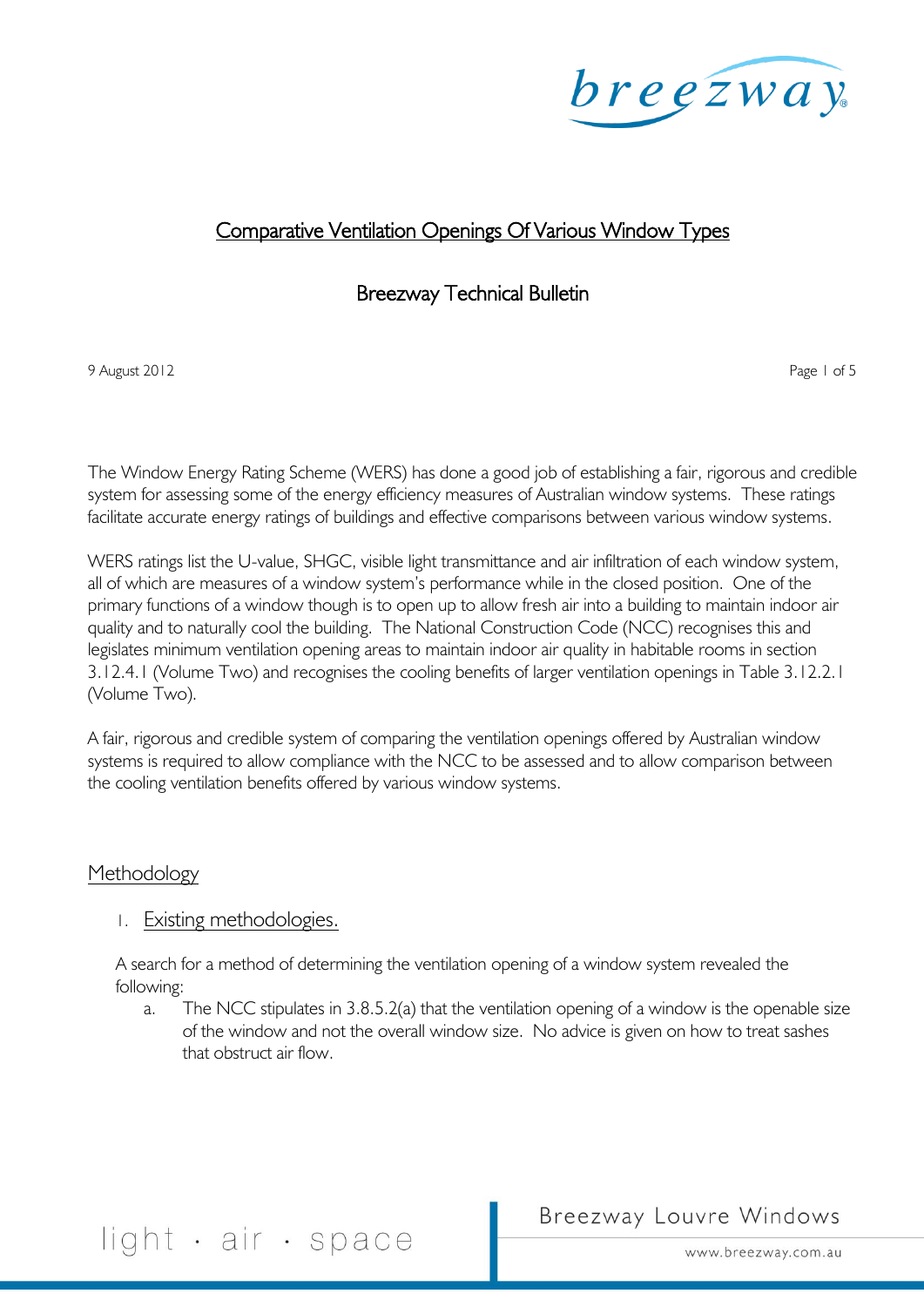# Comparative Ventilation Openings Of Various Window Types

## Breezway Technical Bulletin

9 August 2012

The Window Energy Rating Scheme (WERS) has done a good job of establishing a fair, rigorous and credible system for assessing some of the energy efficiency measures of Australian window systems. These ratings facilitate accurate energy ratings of buildings and effective comparisons between various window systems.

WERS ratings list the U-value, SHGC, visible light transmittance and air infiltration of each window system, all of which are measures of a window system's performance while in the closed position. One of the primary functions of a window though is to open up to allow fresh air into a building to maintain indoor air quality and to naturally cool the building. The National Construction Code (NCC) recognises this and legislates minimum ventilation opening areas to maintain indoor air quality in habitable rooms in section 3.12.4.1 (Volume Two) and recognises the cooling benefits of larger ventilation openings in Table 3.12.2.1 (Volume Two).

A fair, rigorous and credible system of comparing the ventilation openings offered by Australian window systems is required to allow compliance with the NCC to be assessed and to allow comparison between the cooling ventilation benefits offered by various window systems.

## Methodology

### 1. Existing methodologies.

A search for a method of determining the ventilation opening of a window system revealed the following:

a. The NCC stipulates in 3.8.5.2(a) that the ventilation opening of a window is the openable size of the window and not the overall window size. No advice is given on how to treat sashes that obstruct air flow.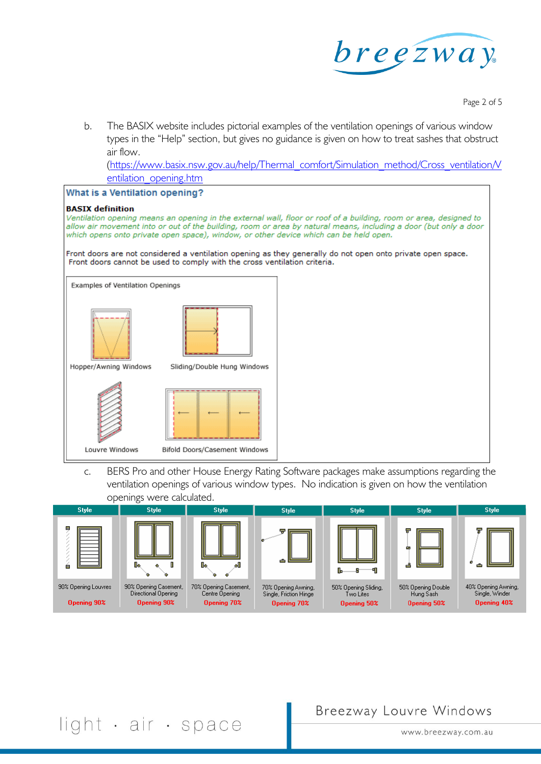b. The BASIX website includes pictorial examples of the ventilation openings of various window types in the "Help" section, but gives no guidance is given on how to treat sashes that obstruct air flow. (https://www.basix.nsw.gov.au/help/Thermal_comfort/Simulation_method/Cross_ventilation/Ventilation_opening.htm)

### What is a Ventilation opening?

**BASIX definition**

*Ventilation opening means an opening in the external wall, floor or roof of a building, room or area, designed to allow air movement into or out of the building, room or area by natural means, including a door (but only a door which opens onto private open space), window, or other device which can be held open.*

Front doors are not considered a ventilation opening as they generally do not open onto private open space. Front doors cannot be used to comply with the cross ventilation criteria.

Examples of Ventilation Openings

Hopper/Awning Windows

Sliding/Double Hung Windows

Louvre Windows

Bifold Doors/Casement Windows

c. BERS Pro and other House Energy Rating Software packages make assumptions regarding the ventilation openings of various window types. No indication is given on how the ventilation openings were calculated.

| Style | Style | Style | Style | Style | Style | Style |
|---|---|---|---|---|---|---|
| 90% Opening Louvres | 90% Opening Casement, Directional Opening | 70% Opening Casement, Centre Opening | 70% Opening Awning, Single, Friction Hinge | 50% Opening Sliding, Two Lites | 50% Opening Double Hung Sash | 40% Opening Awning, Single, Winder |
| Opening 90% | Opening 90% | Opening 70% | Opening 70% | Opening 50% | Opening 50% | Opening 40% |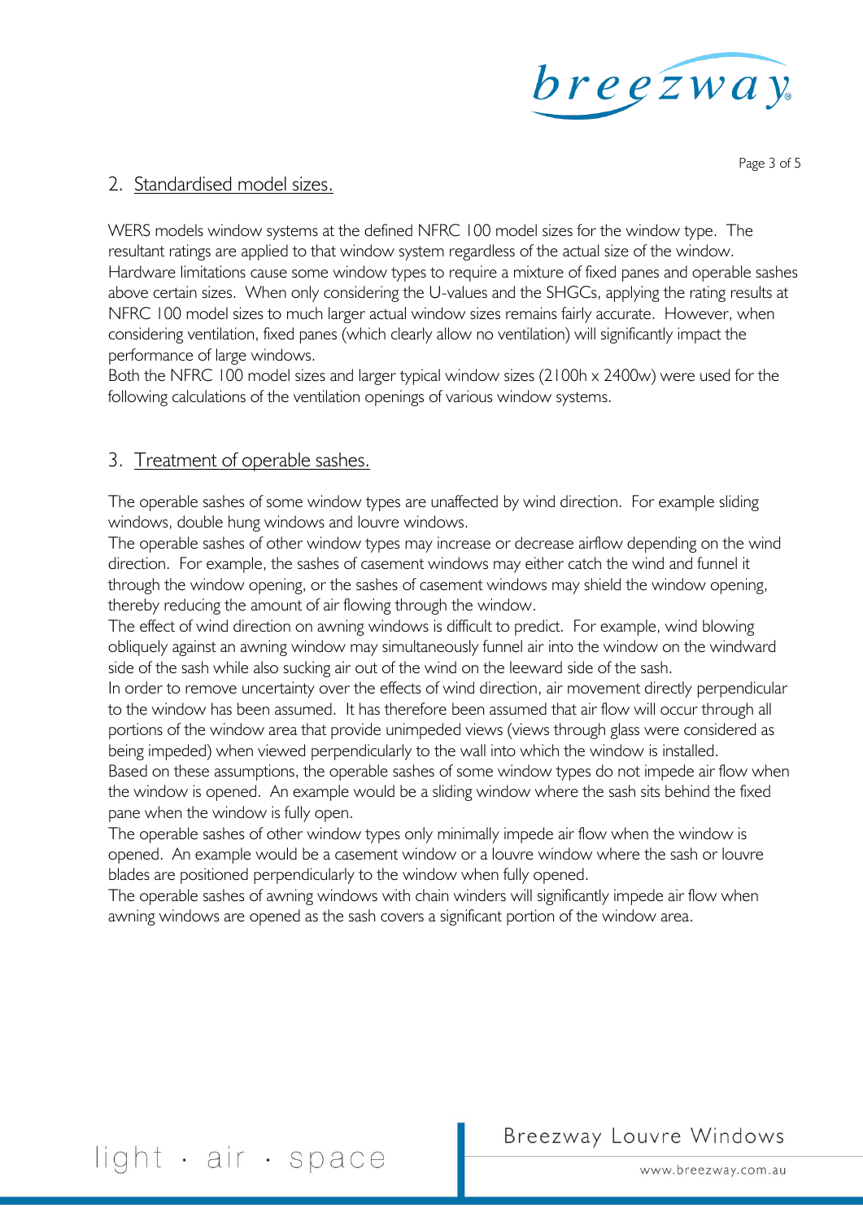## 2. Standardised model sizes.

WERS models window systems at the defined NFRC 100 model sizes for the window type. The resultant ratings are applied to that window system regardless of the actual size of the window. Hardware limitations cause some window types to require a mixture of fixed panes and operable sashes above certain sizes. When only considering the U-values and the SHGCs, applying the rating results at NFRC 100 model sizes to much larger actual window sizes remains fairly accurate. However, when considering ventilation, fixed panes (which clearly allow no ventilation) will significantly impact the performance of large windows.
Both the NFRC 100 model sizes and larger typical window sizes (2100h x 2400w) were used for the following calculations of the ventilation openings of various window systems.

## 3. Treatment of operable sashes.

The operable sashes of some window types are unaffected by wind direction. For example sliding windows, double hung windows and louvre windows.
The operable sashes of other window types may increase or decrease airflow depending on the wind direction. For example, the sashes of casement windows may either catch the wind and funnel it through the window opening, or the sashes of casement windows may shield the window opening, thereby reducing the amount of air flowing through the window.
The effect of wind direction on awning windows is difficult to predict. For example, wind blowing obliquely against an awning window may simultaneously funnel air into the window on the windward side of the sash while also sucking air out of the wind on the leeward side of the sash.
In order to remove uncertainty over the effects of wind direction, air movement directly perpendicular to the window has been assumed. It has therefore been assumed that air flow will occur through all portions of the window area that provide unimpeded views (views through glass were considered as being impeded) when viewed perpendicularly to the wall into which the window is installed.
Based on these assumptions, the operable sashes of some window types do not impede air flow when the window is opened. An example would be a sliding window where the sash sits behind the fixed pane when the window is fully open.
The operable sashes of other window types only minimally impede air flow when the window is opened. An example would be a casement window or a louvre window where the sash or louvre blades are positioned perpendicularly to the window when fully opened.
The operable sashes of awning windows with chain winders will significantly impede air flow when awning windows are opened as the sash covers a significant portion of the window area.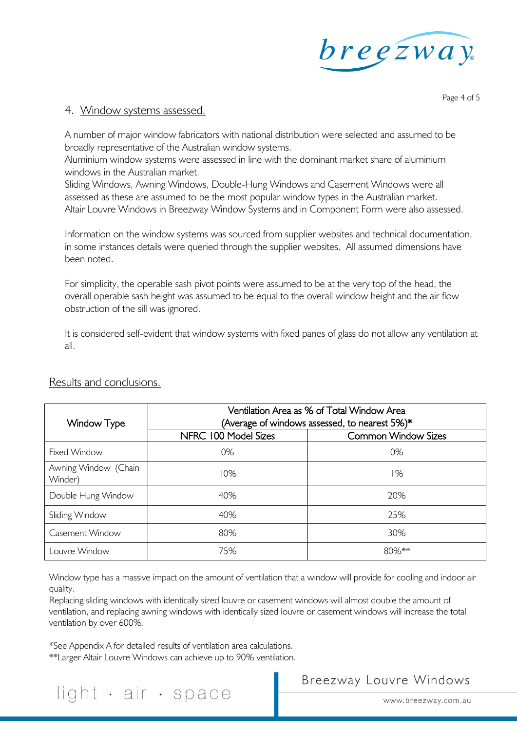## 4. Window systems assessed.

A number of major window fabricators with national distribution were selected and assumed to be broadly representative of the Australian window systems.
Aluminium window systems were assessed in line with the dominant market share of aluminium windows in the Australian market.
Sliding Windows, Awning Windows, Double-Hung Windows and Casement Windows were all assessed as these are assumed to be the most popular window types in the Australian market.
Altair Louvre Windows in Breezway Window Systems and in Component Form were also assessed.

Information on the window systems was sourced from supplier websites and technical documentation, in some instances details were queried through the supplier websites. All assumed dimensions have been noted.

For simplicity, the operable sash pivot points were assumed to be at the very top of the head, the overall operable sash height was assumed to be equal to the overall window height and the air flow obstruction of the sill was ignored.

It is considered self-evident that window systems with fixed panes of glass do not allow any ventilation at all.

## Results and conclusions.

| Window Type | Ventilation Area as % of Total Window Area (Average of windows assessed, to nearest 5%)* | |
|---|---|---|
| | NFRC 100 Model Sizes | Common Window Sizes |
| Fixed Window | 0% | 0% |
| Awning Window (Chain Winder) | 10% | 1% |
| Double Hung Window | 40% | 20% |
| Sliding Window | 40% | 25% |
| Casement Window | 80% | 30% |
| Louvre Window | 75% | 80%** |

Window type has a massive impact on the amount of ventilation that a window will provide for cooling and indoor air quality.
Replacing sliding windows with identically sized louvre or casement windows will almost double the amount of ventilation, and replacing awning windows with identically sized louvre or casement windows will increase the total ventilation by over 600%.

*See Appendix A for detailed results of ventilation area calculations.
**Larger Altair Louvre Windows can achieve up to 90% ventilation.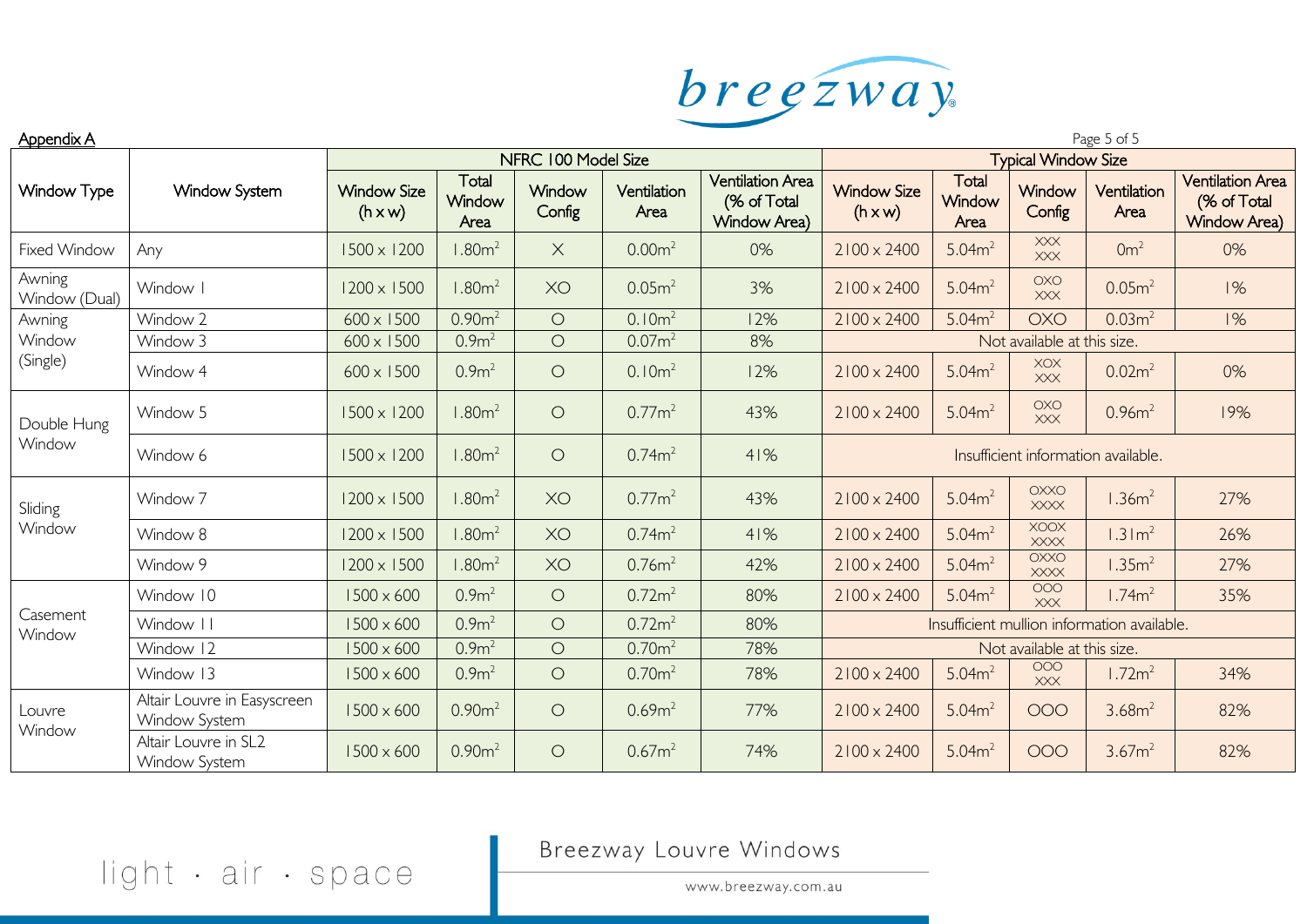Appendix A

| Window Type | Window System | NFRC 100 Model Size | | | | | Typical Window Size | | | | |
|---|---|---|---|---|---|---|---|---|---|---|---|
| | | Window Size (h x w) | Total Window Area | Window Config | Ventilation Area | Ventilation Area (% of Total Window Area) | Window Size (h x w) | Total Window Area | Window Config | Ventilation Area | Ventilation Area (% of Total Window Area) |
| Fixed Window | Any | 1500 x 1200 | 1.80m$^2$ | X | 0.00m$^2$ | 0% | 2100 x 2400 | 5.04m$^2$ | XXX XXX | 0m$^2$ | 0% |
| Awning Window (Dual) | Window 1 | 1200 x 1500 | 1.80m$^2$ | XO | 0.05m$^2$ | 3% | 2100 x 2400 | 5.04m$^2$ | OXO XXX | 0.05m$^2$ | 1% |
| Awning Window (Single) | Window 2 | 600 x 1500 | 0.90m$^2$ | O | 0.10m$^2$ | 12% | 2100 x 2400 | 5.04m$^2$ | OXO | 0.03m$^2$ | 1% |
| | Window 3 | 600 x 1500 | 0.9m$^2$ | O | 0.07m$^2$ | 8% | Not available at this size. | | | | |
| | Window 4 | 600 x 1500 | 0.9m$^2$ | O | 0.10m$^2$ | 12% | 2100 x 2400 | 5.04m$^2$ | XOX XXX | 0.02m$^2$ | 0% |
| Double Hung Window | Window 5 | 1500 x 1200 | 1.80m$^2$ | O | 0.77m$^2$ | 43% | 2100 x 2400 | 5.04m$^2$ | OXO XXX | 0.96m$^2$ | 19% |
| | Window 6 | 1500 x 1200 | 1.80m$^2$ | O | 0.74m$^2$ | 41% | Insufficient information available. | | | | |
| Sliding Window | Window 7 | 1200 x 1500 | 1.80m$^2$ | XO | 0.77m$^2$ | 43% | 2100 x 2400 | 5.04m$^2$ | OXXO XXXX | 1.36m$^2$ | 27% |
| | Window 8 | 1200 x 1500 | 1.80m$^2$ | XO | 0.74m$^2$ | 41% | 2100 x 2400 | 5.04m$^2$ | XOOX XXXX | 1.31m$^2$ | 26% |
| | Window 9 | 1200 x 1500 | 1.80m$^2$ | XO | 0.76m$^2$ | 42% | 2100 x 2400 | 5.04m$^2$ | OXXO XXXX | 1.35m$^2$ | 27% |
| Casement Window | Window 10 | 1500 x 600 | 0.9m$^2$ | O | 0.72m$^2$ | 80% | 2100 x 2400 | 5.04m$^2$ | OOO XXX | 1.74m$^2$ | 35% |
| | Window 11 | 1500 x 600 | 0.9m$^2$ | O | 0.72m$^2$ | 80% | Insufficient mullion information available. | | | | |
| | Window 12 | 1500 x 600 | 0.9m$^2$ | O | 0.70m$^2$ | 78% | Not available at this size. | | | | |
| | Window 13 | 1500 x 600 | 0.9m$^2$ | O | 0.70m$^2$ | 78% | 2100 x 2400 | 5.04m$^2$ | OOO XXX | 1.72m$^2$ | 34% |
| Louvre Window | Altair Louvre in Easyscreen Window System | 1500 x 600 | 0.90m$^2$ | O | 0.69m$^2$ | 77% | 2100 x 2400 | 5.04m$^2$ | OOO | 3.68m$^2$ | 82% |
| | Altair Louvre in SL2 Window System | 1500 x 600 | 0.90m$^2$ | O | 0.67m$^2$ | 74% | 2100 x 2400 | 5.04m$^2$ | OOO | 3.67m$^2$ | 82% |